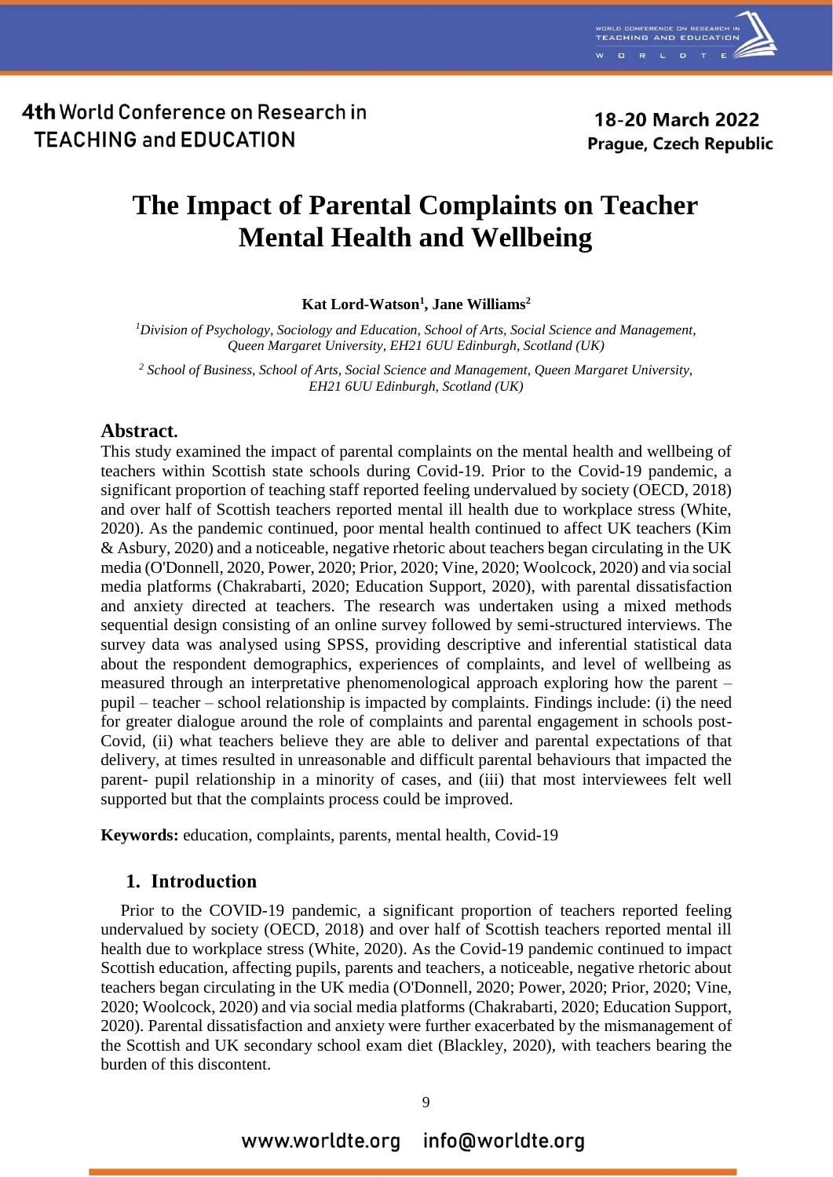# The Impact of Parental Complaints on Teacher Mental Health and Wellbeing

**Kat Lord-Watson[1], Jane Williams[2]**

*[1]Division of Psychology, Sociology and Education, School of Arts, Social Science and Management, Queen Margaret University, EH21 6UU Edinburgh, Scotland (UK)*

*[2] School of Business, School of Arts, Social Science and Management, Queen Margaret University, EH21 6UU Edinburgh, Scotland (UK)*

## Abstract.

This study examined the impact of parental complaints on the mental health and wellbeing of teachers within Scottish state schools during Covid-19. Prior to the Covid-19 pandemic, a significant proportion of teaching staff reported feeling undervalued by society (OECD, 2018) and over half of Scottish teachers reported mental ill health due to workplace stress (White, 2020). As the pandemic continued, poor mental health continued to affect UK teachers (Kim & Asbury, 2020) and a noticeable, negative rhetoric about teachers began circulating in the UK media (O'Donnell, 2020, Power, 2020; Prior, 2020; Vine, 2020; Woolcock, 2020) and via social media platforms (Chakrabarti, 2020; Education Support, 2020), with parental dissatisfaction and anxiety directed at teachers. The research was undertaken using a mixed methods sequential design consisting of an online survey followed by semi-structured interviews. The survey data was analysed using SPSS, providing descriptive and inferential statistical data about the respondent demographics, experiences of complaints, and level of wellbeing as measured through an interpretative phenomenological approach exploring how the parent – pupil – teacher – school relationship is impacted by complaints. Findings include: (i) the need for greater dialogue around the role of complaints and parental engagement in schools post-Covid, (ii) what teachers believe they are able to deliver and parental expectations of that delivery, at times resulted in unreasonable and difficult parental behaviours that impacted the parent- pupil relationship in a minority of cases, and (iii) that most interviewees felt well supported but that the complaints process could be improved.

**Keywords:** education, complaints, parents, mental health, Covid-19

## 1. Introduction

Prior to the COVID-19 pandemic, a significant proportion of teachers reported feeling undervalued by society (OECD, 2018) and over half of Scottish teachers reported mental ill health due to workplace stress (White, 2020). As the Covid-19 pandemic continued to impact Scottish education, affecting pupils, parents and teachers, a noticeable, negative rhetoric about teachers began circulating in the UK media (O'Donnell, 2020; Power, 2020; Prior, 2020; Vine, 2020; Woolcock, 2020) and via social media platforms (Chakrabarti, 2020; Education Support, 2020). Parental dissatisfaction and anxiety were further exacerbated by the mismanagement of the Scottish and UK secondary school exam diet (Blackley, 2020), with teachers bearing the burden of this discontent.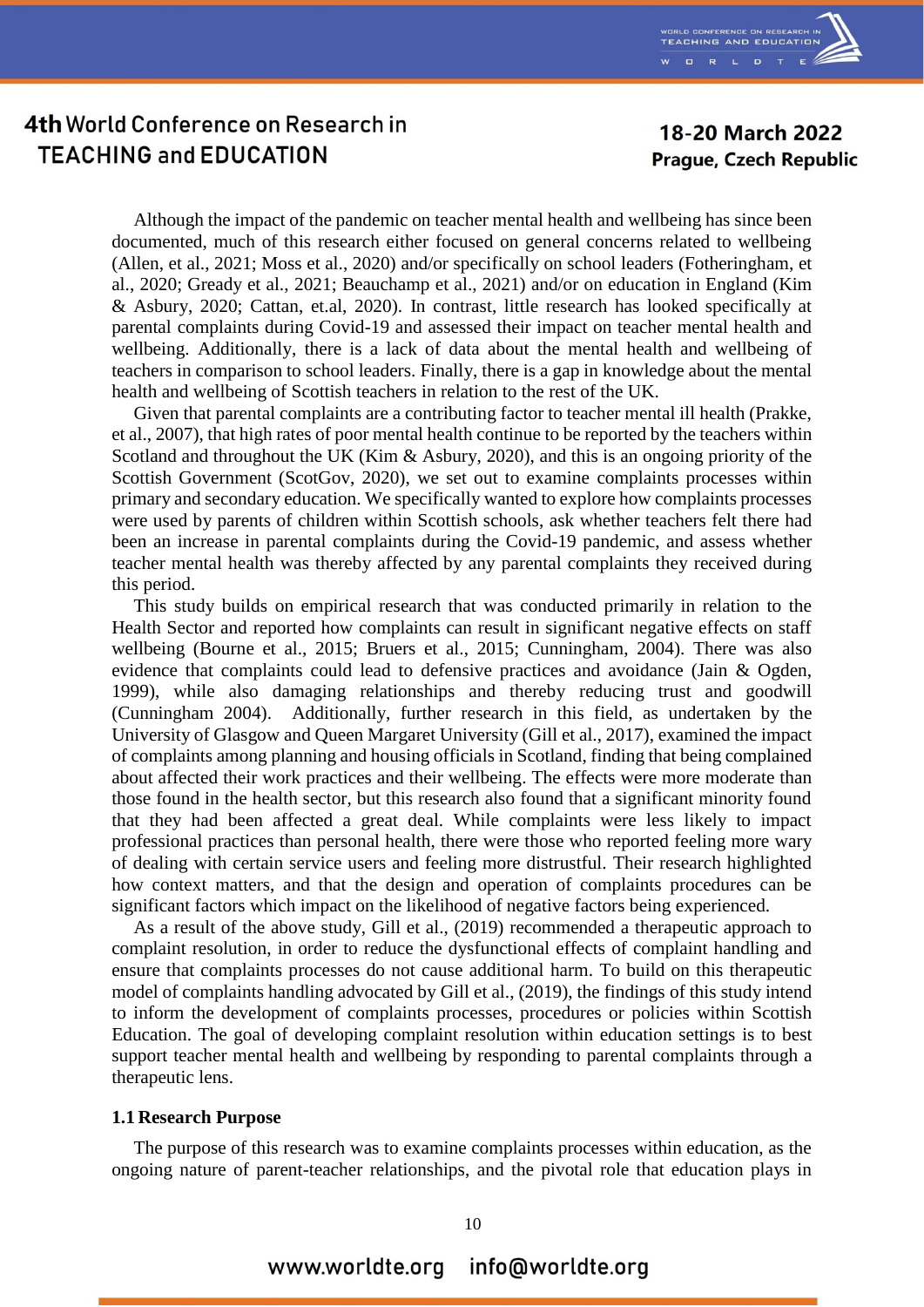Although the impact of the pandemic on teacher mental health and wellbeing has since been documented, much of this research either focused on general concerns related to wellbeing (Allen, et al., 2021; Moss et al., 2020) and/or specifically on school leaders (Fotheringham, et al., 2020; Gready et al., 2021; Beauchamp et al., 2021) and/or on education in England (Kim & Asbury, 2020; Cattan, et.al, 2020). In contrast, little research has looked specifically at parental complaints during Covid-19 and assessed their impact on teacher mental health and wellbeing. Additionally, there is a lack of data about the mental health and wellbeing of teachers in comparison to school leaders. Finally, there is a gap in knowledge about the mental health and wellbeing of Scottish teachers in relation to the rest of the UK.

Given that parental complaints are a contributing factor to teacher mental ill health (Prakke, et al., 2007), that high rates of poor mental health continue to be reported by the teachers within Scotland and throughout the UK (Kim & Asbury, 2020), and this is an ongoing priority of the Scottish Government (ScotGov, 2020), we set out to examine complaints processes within primary and secondary education. We specifically wanted to explore how complaints processes were used by parents of children within Scottish schools, ask whether teachers felt there had been an increase in parental complaints during the Covid-19 pandemic, and assess whether teacher mental health was thereby affected by any parental complaints they received during this period.

This study builds on empirical research that was conducted primarily in relation to the Health Sector and reported how complaints can result in significant negative effects on staff wellbeing (Bourne et al., 2015; Bruers et al., 2015; Cunningham, 2004). There was also evidence that complaints could lead to defensive practices and avoidance (Jain & Ogden, 1999), while also damaging relationships and thereby reducing trust and goodwill (Cunningham 2004). Additionally, further research in this field, as undertaken by the University of Glasgow and Queen Margaret University (Gill et al., 2017), examined the impact of complaints among planning and housing officials in Scotland, finding that being complained about affected their work practices and their wellbeing. The effects were more moderate than those found in the health sector, but this research also found that a significant minority found that they had been affected a great deal. While complaints were less likely to impact professional practices than personal health, there were those who reported feeling more wary of dealing with certain service users and feeling more distrustful. Their research highlighted how context matters, and that the design and operation of complaints procedures can be significant factors which impact on the likelihood of negative factors being experienced.

As a result of the above study, Gill et al., (2019) recommended a therapeutic approach to complaint resolution, in order to reduce the dysfunctional effects of complaint handling and ensure that complaints processes do not cause additional harm. To build on this therapeutic model of complaints handling advocated by Gill et al., (2019), the findings of this study intend to inform the development of complaints processes, procedures or policies within Scottish Education. The goal of developing complaint resolution within education settings is to best support teacher mental health and wellbeing by responding to parental complaints through a therapeutic lens.

### 1.1 Research Purpose

The purpose of this research was to examine complaints processes within education, as the ongoing nature of parent-teacher relationships, and the pivotal role that education plays in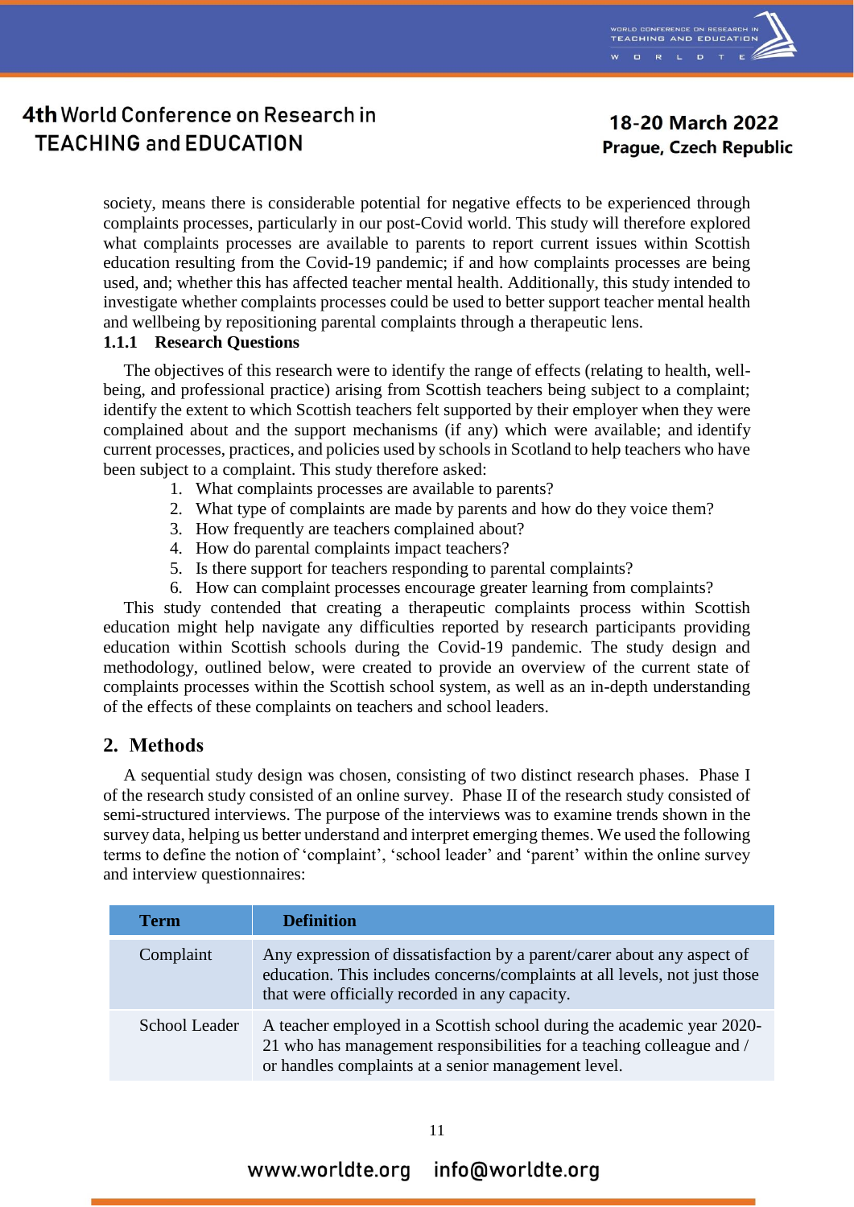society, means there is considerable potential for negative effects to be experienced through complaints processes, particularly in our post-Covid world. This study will therefore explored what complaints processes are available to parents to report current issues within Scottish education resulting from the Covid-19 pandemic; if and how complaints processes are being used, and; whether this has affected teacher mental health. Additionally, this study intended to investigate whether complaints processes could be used to better support teacher mental health and wellbeing by repositioning parental complaints through a therapeutic lens.

### 1.1.1 Research Questions

The objectives of this research were to identify the range of effects (relating to health, well-being, and professional practice) arising from Scottish teachers being subject to a complaint; identify the extent to which Scottish teachers felt supported by their employer when they were complained about and the support mechanisms (if any) which were available; and identify current processes, practices, and policies used by schools in Scotland to help teachers who have been subject to a complaint. This study therefore asked:

1. What complaints processes are available to parents?
2. What type of complaints are made by parents and how do they voice them?
3. How frequently are teachers complained about?
4. How do parental complaints impact teachers?
5. Is there support for teachers responding to parental complaints?
6. How can complaint processes encourage greater learning from complaints?

This study contended that creating a therapeutic complaints process within Scottish education might help navigate any difficulties reported by research participants providing education within Scottish schools during the Covid-19 pandemic. The study design and methodology, outlined below, were created to provide an overview of the current state of complaints processes within the Scottish school system, as well as an in-depth understanding of the effects of these complaints on teachers and school leaders.

## 2. Methods

A sequential study design was chosen, consisting of two distinct research phases. Phase I of the research study consisted of an online survey. Phase II of the research study consisted of semi-structured interviews. The purpose of the interviews was to examine trends shown in the survey data, helping us better understand and interpret emerging themes. We used the following terms to define the notion of 'complaint', 'school leader' and 'parent' within the online survey and interview questionnaires:

| Term | Definition |
|---|---|
| Complaint | Any expression of dissatisfaction by a parent/carer about any aspect of education. This includes concerns/complaints at all levels, not just those that were officially recorded in any capacity. |
| School Leader | A teacher employed in a Scottish school during the academic year 2020-21 who has management responsibilities for a teaching colleague and / or handles complaints at a senior management level. |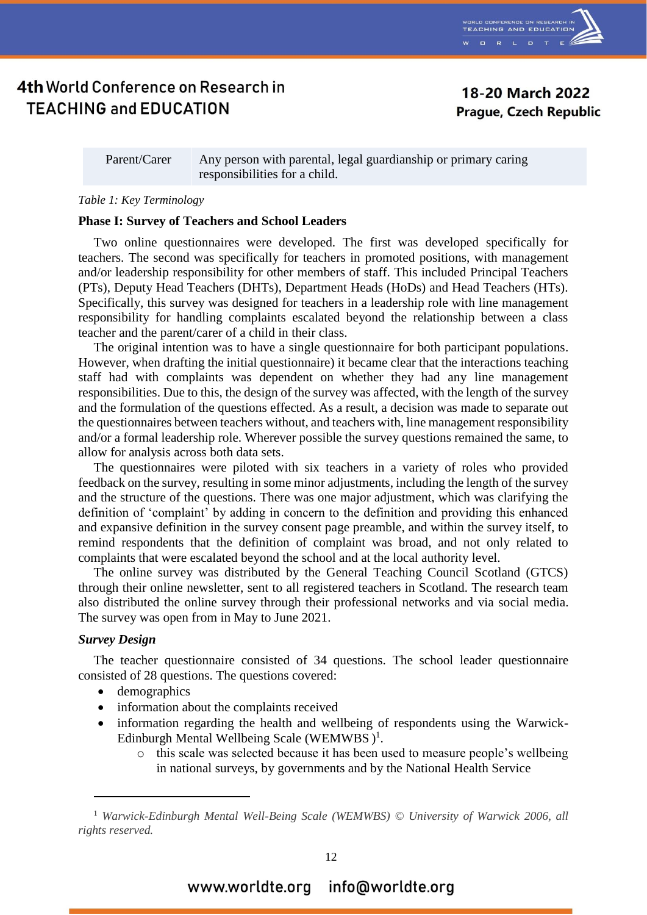| Parent/Carer | Any person with parental, legal guardianship or primary caring responsibilities for a child. |
|---|---|

*Table 1: Key Terminology*

**Phase I: Survey of Teachers and School Leaders**

Two online questionnaires were developed. The first was developed specifically for teachers. The second was specifically for teachers in promoted positions, with management and/or leadership responsibility for other members of staff. This included Principal Teachers (PTs), Deputy Head Teachers (DHTs), Department Heads (HoDs) and Head Teachers (HTs). Specifically, this survey was designed for teachers in a leadership role with line management responsibility for handling complaints escalated beyond the relationship between a class teacher and the parent/carer of a child in their class.

The original intention was to have a single questionnaire for both participant populations. However, when drafting the initial questionnaire) it became clear that the interactions teaching staff had with complaints was dependent on whether they had any line management responsibilities. Due to this, the design of the survey was affected, with the length of the survey and the formulation of the questions effected. As a result, a decision was made to separate out the questionnaires between teachers without, and teachers with, line management responsibility and/or a formal leadership role. Wherever possible the survey questions remained the same, to allow for analysis across both data sets.

The questionnaires were piloted with six teachers in a variety of roles who provided feedback on the survey, resulting in some minor adjustments, including the length of the survey and the structure of the questions. There was one major adjustment, which was clarifying the definition of 'complaint' by adding in concern to the definition and providing this enhanced and expansive definition in the survey consent page preamble, and within the survey itself, to remind respondents that the definition of complaint was broad, and not only related to complaints that were escalated beyond the school and at the local authority level.

The online survey was distributed by the General Teaching Council Scotland (GTCS) through their online newsletter, sent to all registered teachers in Scotland. The research team also distributed the online survey through their professional networks and via social media. The survey was open from in May to June 2021.

***Survey Design***

The teacher questionnaire consisted of 34 questions. The school leader questionnaire consisted of 28 questions. The questions covered:

- demographics
- information about the complaints received
- information regarding the health and wellbeing of respondents using the Warwick-Edinburgh Mental Wellbeing Scale (WEMWBS )[1].
  - this scale was selected because it has been used to measure people's wellbeing in national surveys, by governments and by the National Health Service

[1] *Warwick-Edinburgh Mental Well-Being Scale (WEMWBS) © University of Warwick 2006, all rights reserved.*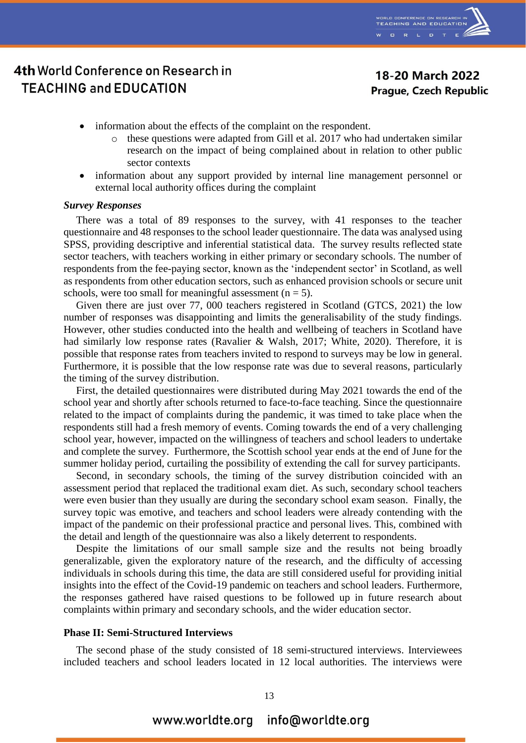- information about the effects of the complaint on the respondent.
    - these questions were adapted from Gill et al. 2017 who had undertaken similar research on the impact of being complained about in relation to other public sector contexts
- information about any support provided by internal line management personnel or external local authority offices during the complaint

***Survey Responses***

There was a total of 89 responses to the survey, with 41 responses to the teacher questionnaire and 48 responses to the school leader questionnaire. The data was analysed using SPSS, providing descriptive and inferential statistical data. The survey results reflected state sector teachers, with teachers working in either primary or secondary schools. The number of respondents from the fee-paying sector, known as the 'independent sector' in Scotland, as well as respondents from other education sectors, such as enhanced provision schools or secure unit schools, were too small for meaningful assessment (n = 5).

Given there are just over 77, 000 teachers registered in Scotland (GTCS, 2021) the low number of responses was disappointing and limits the generalisability of the study findings. However, other studies conducted into the health and wellbeing of teachers in Scotland have had similarly low response rates (Ravalier & Walsh, 2017; White, 2020). Therefore, it is possible that response rates from teachers invited to respond to surveys may be low in general. Furthermore, it is possible that the low response rate was due to several reasons, particularly the timing of the survey distribution.

First, the detailed questionnaires were distributed during May 2021 towards the end of the school year and shortly after schools returned to face-to-face teaching. Since the questionnaire related to the impact of complaints during the pandemic, it was timed to take place when the respondents still had a fresh memory of events. Coming towards the end of a very challenging school year, however, impacted on the willingness of teachers and school leaders to undertake and complete the survey. Furthermore, the Scottish school year ends at the end of June for the summer holiday period, curtailing the possibility of extending the call for survey participants.

Second, in secondary schools, the timing of the survey distribution coincided with an assessment period that replaced the traditional exam diet. As such, secondary school teachers were even busier than they usually are during the secondary school exam season. Finally, the survey topic was emotive, and teachers and school leaders were already contending with the impact of the pandemic on their professional practice and personal lives. This, combined with the detail and length of the questionnaire was also a likely deterrent to respondents.

Despite the limitations of our small sample size and the results not being broadly generalizable, given the exploratory nature of the research, and the difficulty of accessing individuals in schools during this time, the data are still considered useful for providing initial insights into the effect of the Covid-19 pandemic on teachers and school leaders. Furthermore, the responses gathered have raised questions to be followed up in future research about complaints within primary and secondary schools, and the wider education sector.

**Phase II: Semi-Structured Interviews**

The second phase of the study consisted of 18 semi-structured interviews. Interviewees included teachers and school leaders located in 12 local authorities. The interviews were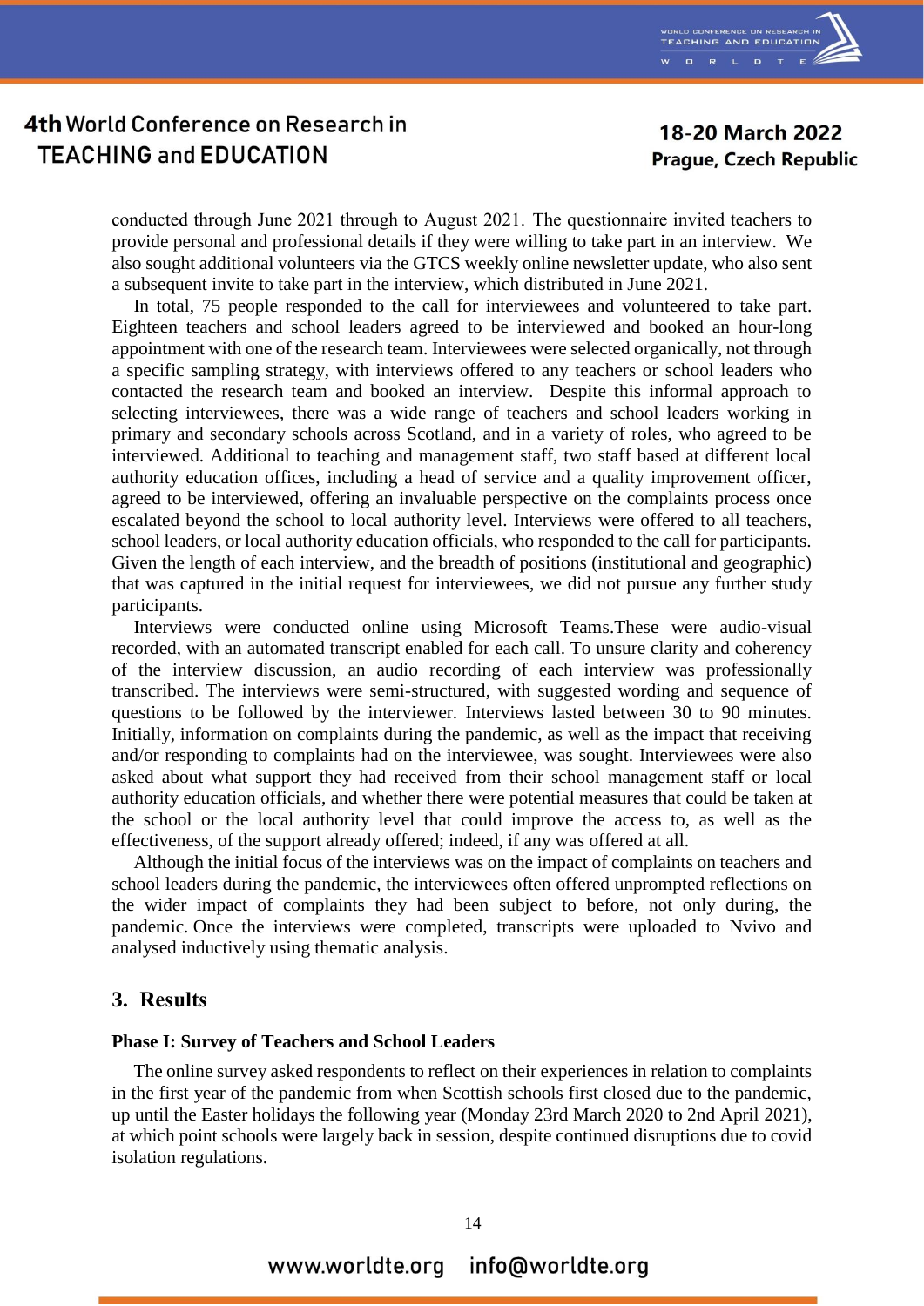conducted through June 2021 through to August 2021. The questionnaire invited teachers to provide personal and professional details if they were willing to take part in an interview. We also sought additional volunteers via the GTCS weekly online newsletter update, who also sent a subsequent invite to take part in the interview, which distributed in June 2021.

In total, 75 people responded to the call for interviewees and volunteered to take part. Eighteen teachers and school leaders agreed to be interviewed and booked an hour-long appointment with one of the research team. Interviewees were selected organically, not through a specific sampling strategy, with interviews offered to any teachers or school leaders who contacted the research team and booked an interview. Despite this informal approach to selecting interviewees, there was a wide range of teachers and school leaders working in primary and secondary schools across Scotland, and in a variety of roles, who agreed to be interviewed. Additional to teaching and management staff, two staff based at different local authority education offices, including a head of service and a quality improvement officer, agreed to be interviewed, offering an invaluable perspective on the complaints process once escalated beyond the school to local authority level. Interviews were offered to all teachers, school leaders, or local authority education officials, who responded to the call for participants. Given the length of each interview, and the breadth of positions (institutional and geographic) that was captured in the initial request for interviewees, we did not pursue any further study participants.

Interviews were conducted online using Microsoft Teams.These were audio-visual recorded, with an automated transcript enabled for each call. To unsure clarity and coherency of the interview discussion, an audio recording of each interview was professionally transcribed. The interviews were semi-structured, with suggested wording and sequence of questions to be followed by the interviewer. Interviews lasted between 30 to 90 minutes. Initially, information on complaints during the pandemic, as well as the impact that receiving and/or responding to complaints had on the interviewee, was sought. Interviewees were also asked about what support they had received from their school management staff or local authority education officials, and whether there were potential measures that could be taken at the school or the local authority level that could improve the access to, as well as the effectiveness, of the support already offered; indeed, if any was offered at all.

Although the initial focus of the interviews was on the impact of complaints on teachers and school leaders during the pandemic, the interviewees often offered unprompted reflections on the wider impact of complaints they had been subject to before, not only during, the pandemic. Once the interviews were completed, transcripts were uploaded to Nvivo and analysed inductively using thematic analysis.

## 3. Results

### Phase I: Survey of Teachers and School Leaders

The online survey asked respondents to reflect on their experiences in relation to complaints in the first year of the pandemic from when Scottish schools first closed due to the pandemic, up until the Easter holidays the following year (Monday 23rd March 2020 to 2nd April 2021), at which point schools were largely back in session, despite continued disruptions due to covid isolation regulations.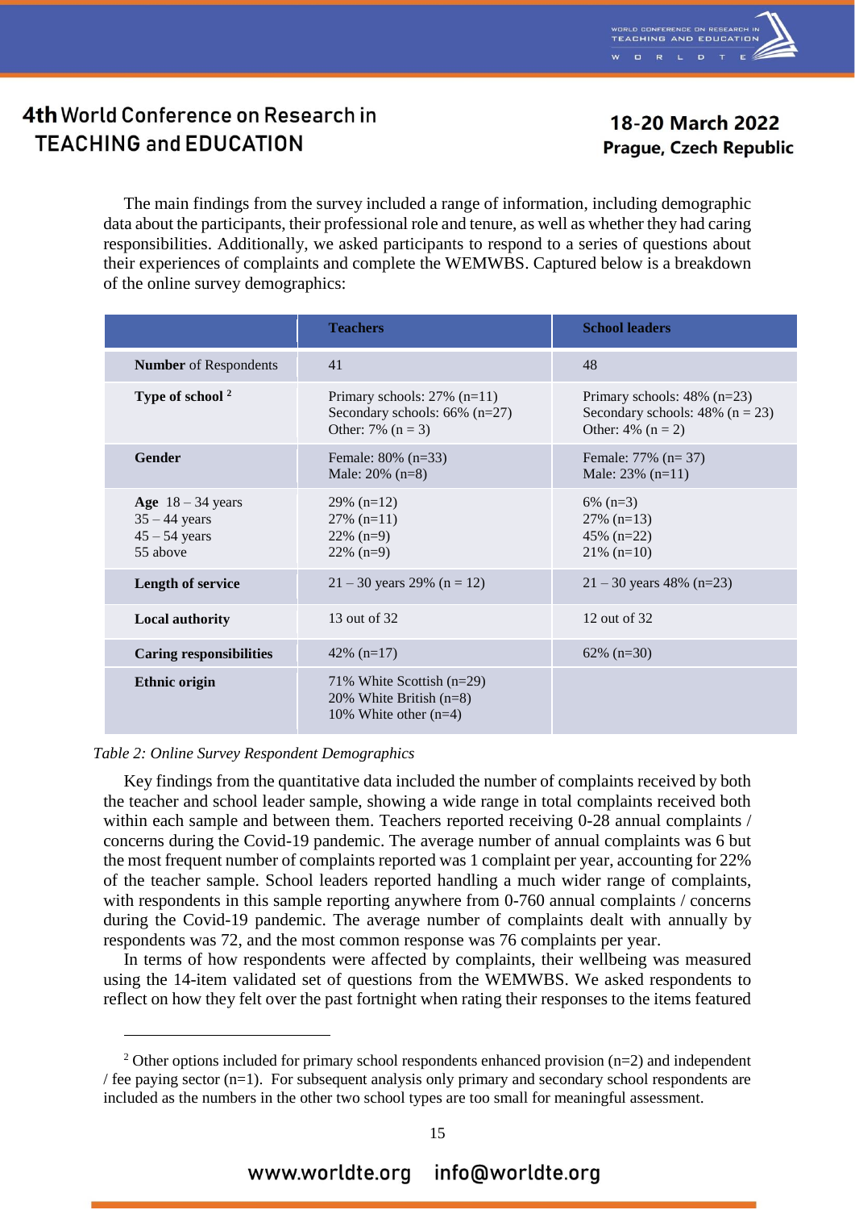The main findings from the survey included a range of information, including demographic data about the participants, their professional role and tenure, as well as whether they had caring responsibilities. Additionally, we asked participants to respond to a series of questions about their experiences of complaints and complete the WEMWBS. Captured below is a breakdown of the online survey demographics:

| | **Teachers** | **School leaders** |
|---|---|---|
| **Number** of Respondents | 41 | 48 |
| **Type of school** [2] | Primary schools: 27% (n=11)<br>Secondary schools: 66% (n=27)<br>Other: 7% (n = 3) | Primary schools: 48% (n=23)<br>Secondary schools: 48% (n = 23)<br>Other: 4% (n = 2) |
| **Gender** | Female: 80% (n=33)<br>Male: 20% (n=8) | Female: 77% (n= 37)<br>Male: 23% (n=11) |
| **Age** 18 – 34 years<br>35 – 44 years<br>45 – 54 years<br>55 above | 29% (n=12)<br>27% (n=11)<br>22% (n=9)<br>22% (n=9) | 6% (n=3)<br>27% (n=13)<br>45% (n=22)<br>21% (n=10) |
| **Length of service** | 21 – 30 years 29% (n = 12) | 21 – 30 years 48% (n=23) |
| **Local authority** | 13 out of 32 | 12 out of 32 |
| **Caring responsibilities** | 42% (n=17) | 62% (n=30) |
| **Ethnic origin** | 71% White Scottish (n=29)<br>20% White British (n=8)<br>10% White other (n=4) | |

*Table 2: Online Survey Respondent Demographics*

Key findings from the quantitative data included the number of complaints received by both the teacher and school leader sample, showing a wide range in total complaints received both within each sample and between them. Teachers reported receiving 0-28 annual complaints / concerns during the Covid-19 pandemic. The average number of annual complaints was 6 but the most frequent number of complaints reported was 1 complaint per year, accounting for 22% of the teacher sample. School leaders reported handling a much wider range of complaints, with respondents in this sample reporting anywhere from 0-760 annual complaints / concerns during the Covid-19 pandemic. The average number of complaints dealt with annually by respondents was 72, and the most common response was 76 complaints per year.

In terms of how respondents were affected by complaints, their wellbeing was measured using the 14-item validated set of questions from the WEMWBS. We asked respondents to reflect on how they felt over the past fortnight when rating their responses to the items featured

[2] Other options included for primary school respondents enhanced provision (n=2) and independent / fee paying sector (n=1). For subsequent analysis only primary and secondary school respondents are included as the numbers in the other two school types are too small for meaningful assessment.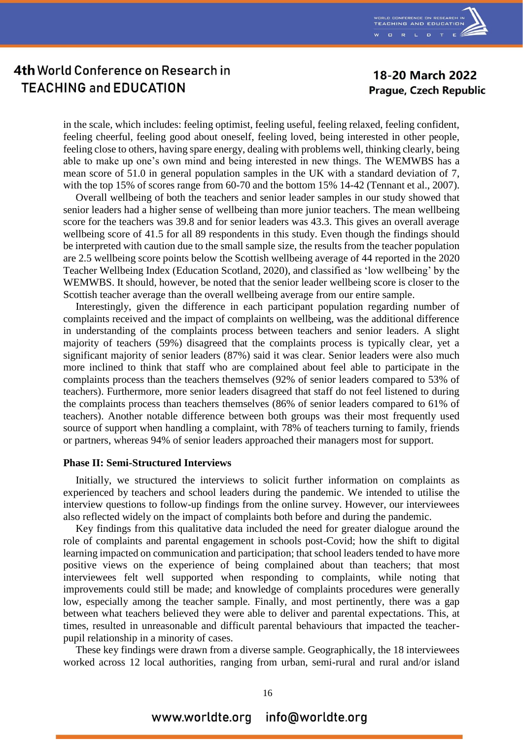in the scale, which includes: feeling optimist, feeling useful, feeling relaxed, feeling confident, feeling cheerful, feeling good about oneself, feeling loved, being interested in other people, feeling close to others, having spare energy, dealing with problems well, thinking clearly, being able to make up one's own mind and being interested in new things. The WEMWBS has a mean score of 51.0 in general population samples in the UK with a standard deviation of 7, with the top 15% of scores range from 60-70 and the bottom 15% 14-42 (Tennant et al., 2007).

Overall wellbeing of both the teachers and senior leader samples in our study showed that senior leaders had a higher sense of wellbeing than more junior teachers. The mean wellbeing score for the teachers was 39.8 and for senior leaders was 43.3. This gives an overall average wellbeing score of 41.5 for all 89 respondents in this study. Even though the findings should be interpreted with caution due to the small sample size, the results from the teacher population are 2.5 wellbeing score points below the Scottish wellbeing average of 44 reported in the 2020 Teacher Wellbeing Index (Education Scotland, 2020), and classified as 'low wellbeing' by the WEMWBS. It should, however, be noted that the senior leader wellbeing score is closer to the Scottish teacher average than the overall wellbeing average from our entire sample.

Interestingly, given the difference in each participant population regarding number of complaints received and the impact of complaints on wellbeing, was the additional difference in understanding of the complaints process between teachers and senior leaders. A slight majority of teachers (59%) disagreed that the complaints process is typically clear, yet a significant majority of senior leaders (87%) said it was clear. Senior leaders were also much more inclined to think that staff who are complained about feel able to participate in the complaints process than the teachers themselves (92% of senior leaders compared to 53% of teachers). Furthermore, more senior leaders disagreed that staff do not feel listened to during the complaints process than teachers themselves (86% of senior leaders compared to 61% of teachers). Another notable difference between both groups was their most frequently used source of support when handling a complaint, with 78% of teachers turning to family, friends or partners, whereas 94% of senior leaders approached their managers most for support.

### Phase II: Semi-Structured Interviews

Initially, we structured the interviews to solicit further information on complaints as experienced by teachers and school leaders during the pandemic. We intended to utilise the interview questions to follow-up findings from the online survey. However, our interviewees also reflected widely on the impact of complaints both before and during the pandemic.

Key findings from this qualitative data included the need for greater dialogue around the role of complaints and parental engagement in schools post-Covid; how the shift to digital learning impacted on communication and participation; that school leaders tended to have more positive views on the experience of being complained about than teachers; that most interviewees felt well supported when responding to complaints, while noting that improvements could still be made; and knowledge of complaints procedures were generally low, especially among the teacher sample. Finally, and most pertinently, there was a gap between what teachers believed they were able to deliver and parental expectations. This, at times, resulted in unreasonable and difficult parental behaviours that impacted the teacher-pupil relationship in a minority of cases.

These key findings were drawn from a diverse sample. Geographically, the 18 interviewees worked across 12 local authorities, ranging from urban, semi-rural and rural and/or island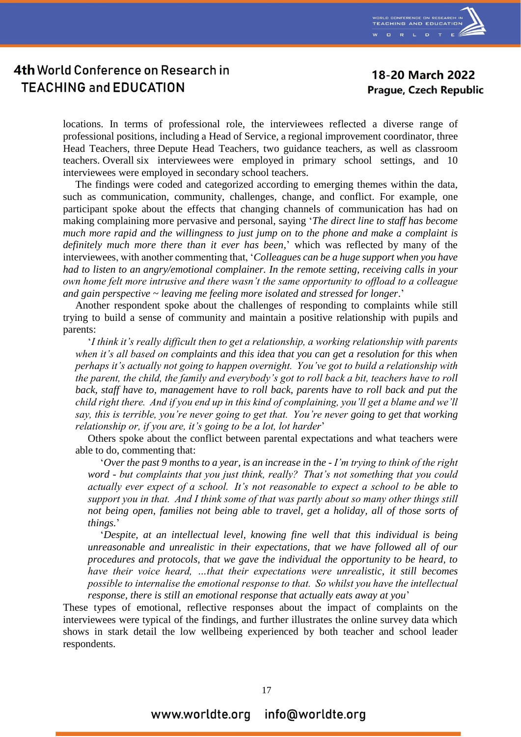locations. In terms of professional role, the interviewees reflected a diverse range of professional positions, including a Head of Service, a regional improvement coordinator, three Head Teachers, three Depute Head Teachers, two guidance teachers, as well as classroom teachers. Overall six interviewees were employed in primary school settings, and 10 interviewees were employed in secondary school teachers.

The findings were coded and categorized according to emerging themes within the data, such as communication, community, challenges, change, and conflict. For example, one participant spoke about the effects that changing channels of communication has had on making complaining more pervasive and personal, saying '*The direct line to staff has become much more rapid and the willingness to just jump on to the phone and make a complaint is definitely much more there than it ever has been*,' which was reflected by many of the interviewees, with another commenting that, '*Colleagues can be a huge support when you have had to listen to an angry/emotional complainer. In the remote setting, receiving calls in your own home felt more intrusive and there wasn't the same opportunity to offload to a colleague and gain perspective ~ leaving me feeling more isolated and stressed for longer*.'

Another respondent spoke about the challenges of responding to complaints while still trying to build a sense of community and maintain a positive relationship with pupils and parents:

> '*I think it's really difficult then to get a relationship, a working relationship with parents when it's all based on complaints and this idea that you can get a resolution for this when perhaps it's actually not going to happen overnight. You've got to build a relationship with the parent, the child, the family and everybody's got to roll back a bit, teachers have to roll back, staff have to, management have to roll back, parents have to roll back and put the child right there. And if you end up in this kind of complaining, you'll get a blame and we'll say, this is terrible, you're never going to get that. You're never going to get that working relationship or, if you are, it's going to be a lot, lot harder*'

Others spoke about the conflict between parental expectations and what teachers were able to do, commenting that:

> '*Over the past 9 months to a year, is an increase in the - I'm trying to think of the right word - but complaints that you just think, really? That's not something that you could actually ever expect of a school. It's not reasonable to expect a school to be able to support you in that. And I think some of that was partly about so many other things still not being open, families not being able to travel, get a holiday, all of those sorts of things.*'
>
> '*Despite, at an intellectual level, knowing fine well that this individual is being unreasonable and unrealistic in their expectations, that we have followed all of our procedures and protocols, that we gave the individual the opportunity to be heard, to have their voice heard, ...that their expectations were unrealistic, it still becomes possible to internalise the emotional response to that. So whilst you have the intellectual response, there is still an emotional response that actually eats away at you*'

These types of emotional, reflective responses about the impact of complaints on the interviewees were typical of the findings, and further illustrates the online survey data which shows in stark detail the low wellbeing experienced by both teacher and school leader respondents.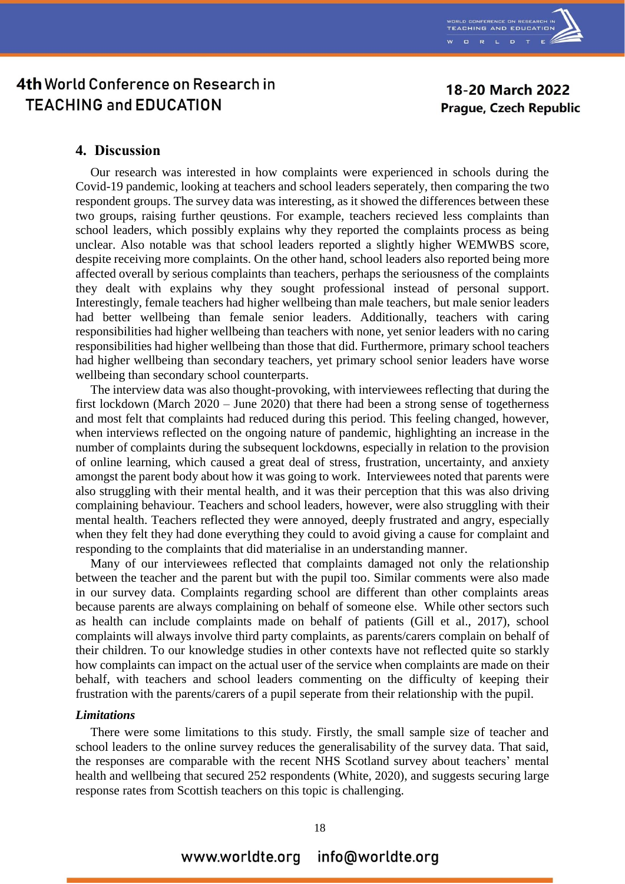## 4. Discussion

Our research was interested in how complaints were experienced in schools during the Covid-19 pandemic, looking at teachers and school leaders seperately, then comparing the two respondent groups. The survey data was interesting, as it showed the differences between these two groups, raising further qeustions. For example, teachers recieved less complaints than school leaders, which possibly explains why they reported the complaints process as being unclear. Also notable was that school leaders reported a slightly higher WEMWBS score, despite receiving more complaints. On the other hand, school leaders also reported being more affected overall by serious complaints than teachers, perhaps the seriousness of the complaints they dealt with explains why they sought professional instead of personal support. Interestingly, female teachers had higher wellbeing than male teachers, but male senior leaders had better wellbeing than female senior leaders. Additionally, teachers with caring responsibilities had higher wellbeing than teachers with none, yet senior leaders with no caring responsibilities had higher wellbeing than those that did. Furthermore, primary school teachers had higher wellbeing than secondary teachers, yet primary school senior leaders have worse wellbeing than secondary school counterparts.

The interview data was also thought-provoking, with interviewees reflecting that during the first lockdown (March 2020 – June 2020) that there had been a strong sense of togetherness and most felt that complaints had reduced during this period. This feeling changed, however, when interviews reflected on the ongoing nature of pandemic, highlighting an increase in the number of complaints during the subsequent lockdowns, especially in relation to the provision of online learning, which caused a great deal of stress, frustration, uncertainty, and anxiety amongst the parent body about how it was going to work. Interviewees noted that parents were also struggling with their mental health, and it was their perception that this was also driving complaining behaviour. Teachers and school leaders, however, were also struggling with their mental health. Teachers reflected they were annoyed, deeply frustrated and angry, especially when they felt they had done everything they could to avoid giving a cause for complaint and responding to the complaints that did materialise in an understanding manner.

Many of our interviewees reflected that complaints damaged not only the relationship between the teacher and the parent but with the pupil too. Similar comments were also made in our survey data. Complaints regarding school are different than other complaints areas because parents are always complaining on behalf of someone else. While other sectors such as health can include complaints made on behalf of patients (Gill et al., 2017), school complaints will always involve third party complaints, as parents/carers complain on behalf of their children. To our knowledge studies in other contexts have not reflected quite so starkly how complaints can impact on the actual user of the service when complaints are made on their behalf, with teachers and school leaders commenting on the difficulty of keeping their frustration with the parents/carers of a pupil seperate from their relationship with the pupil.

### *Limitations*

There were some limitations to this study. Firstly, the small sample size of teacher and school leaders to the online survey reduces the generalisability of the survey data. That said, the responses are comparable with the recent NHS Scotland survey about teachers' mental health and wellbeing that secured 252 respondents (White, 2020), and suggests securing large response rates from Scottish teachers on this topic is challenging.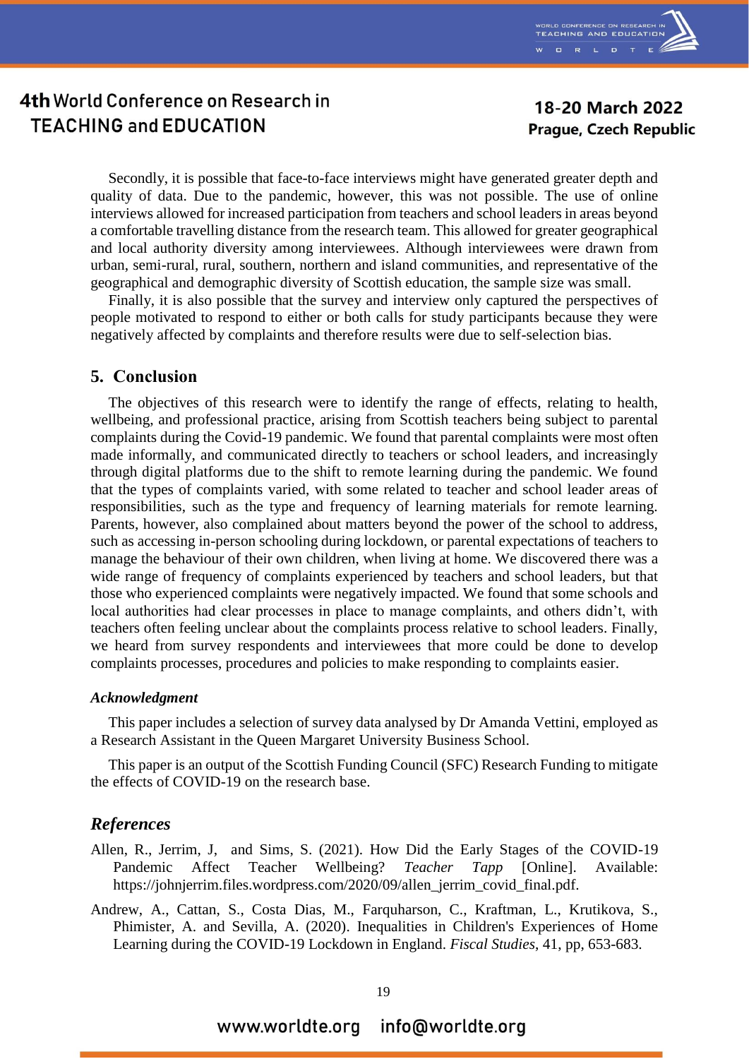Secondly, it is possible that face-to-face interviews might have generated greater depth and quality of data. Due to the pandemic, however, this was not possible. The use of online interviews allowed for increased participation from teachers and school leaders in areas beyond a comfortable travelling distance from the research team. This allowed for greater geographical and local authority diversity among interviewees. Although interviewees were drawn from urban, semi-rural, rural, southern, northern and island communities, and representative of the geographical and demographic diversity of Scottish education, the sample size was small.

Finally, it is also possible that the survey and interview only captured the perspectives of people motivated to respond to either or both calls for study participants because they were negatively affected by complaints and therefore results were due to self-selection bias.

## 5. Conclusion

The objectives of this research were to identify the range of effects, relating to health, wellbeing, and professional practice, arising from Scottish teachers being subject to parental complaints during the Covid-19 pandemic. We found that parental complaints were most often made informally, and communicated directly to teachers or school leaders, and increasingly through digital platforms due to the shift to remote learning during the pandemic. We found that the types of complaints varied, with some related to teacher and school leader areas of responsibilities, such as the type and frequency of learning materials for remote learning. Parents, however, also complained about matters beyond the power of the school to address, such as accessing in-person schooling during lockdown, or parental expectations of teachers to manage the behaviour of their own children, when living at home. We discovered there was a wide range of frequency of complaints experienced by teachers and school leaders, but that those who experienced complaints were negatively impacted. We found that some schools and local authorities had clear processes in place to manage complaints, and others didn't, with teachers often feeling unclear about the complaints process relative to school leaders. Finally, we heard from survey respondents and interviewees that more could be done to develop complaints processes, procedures and policies to make responding to complaints easier.

### *Acknowledgment*

This paper includes a selection of survey data analysed by Dr Amanda Vettini, employed as a Research Assistant in the Queen Margaret University Business School.

This paper is an output of the Scottish Funding Council (SFC) Research Funding to mitigate the effects of COVID-19 on the research base.

## *References*

Allen, R., Jerrim, J, and Sims, S. (2021). How Did the Early Stages of the COVID-19 Pandemic Affect Teacher Wellbeing? *Teacher Tapp* [Online]. Available: https://johnjerrim.files.wordpress.com/2020/09/allen_jerrim_covid_final.pdf.

Andrew, A., Cattan, S., Costa Dias, M., Farquharson, C., Kraftman, L., Krutikova, S., Phimister, A. and Sevilla, A. (2020). Inequalities in Children's Experiences of Home Learning during the COVID-19 Lockdown in England. *Fiscal Studies*, 41, pp, 653-683.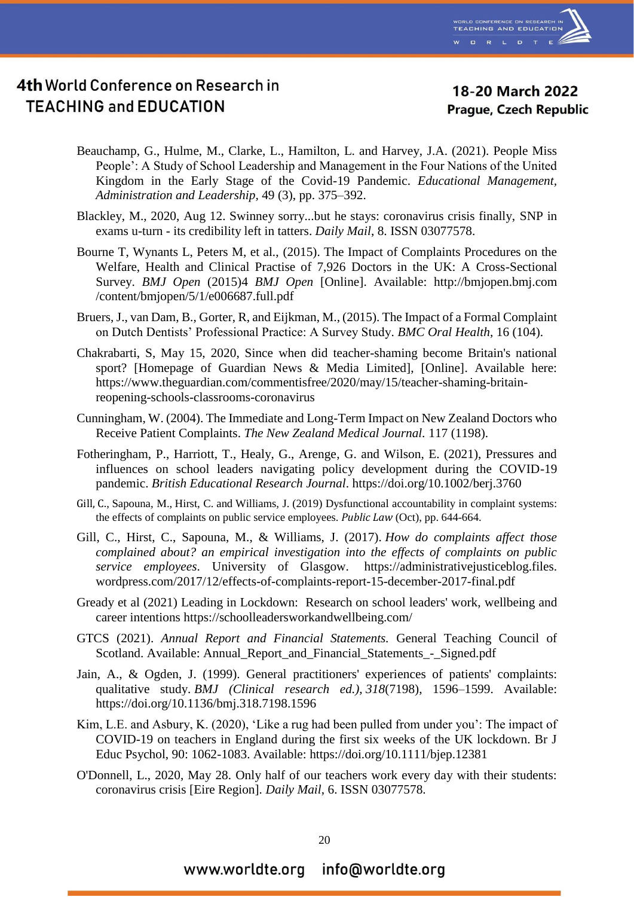Beauchamp, G., Hulme, M., Clarke, L., Hamilton, L. and Harvey, J.A. (2021). People Miss People': A Study of School Leadership and Management in the Four Nations of the United Kingdom in the Early Stage of the Covid-19 Pandemic. *Educational Management, Administration and Leadership*, 49 (3), pp. 375–392.

Blackley, M., 2020, Aug 12. Swinney sorry...but he stays: coronavirus crisis finally, SNP in exams u-turn - its credibility left in tatters. *Daily Mail*, 8. ISSN 03077578.

Bourne T, Wynants L, Peters M, et al., (2015). The Impact of Complaints Procedures on the Welfare, Health and Clinical Practise of 7,926 Doctors in the UK: A Cross-Sectional Survey. *BMJ Open* (2015)4 *BMJ Open* [Online]. Available: http://bmjopen.bmj.com /content/bmjopen/5/1/e006687.full.pdf

Bruers, J., van Dam, B., Gorter, R, and Eijkman, M., (2015). The Impact of a Formal Complaint on Dutch Dentists' Professional Practice: A Survey Study. *BMC Oral Health*, 16 (104).

Chakrabarti, S, May 15, 2020, Since when did teacher-shaming become Britain's national sport? [Homepage of Guardian News & Media Limited], [Online]. Available here: https://www.theguardian.com/commentisfree/2020/may/15/teacher-shaming-britain-reopening-schools-classrooms-coronavirus

Cunningham, W. (2004). The Immediate and Long-Term Impact on New Zealand Doctors who Receive Patient Complaints. *The New Zealand Medical Journal*. 117 (1198).

Fotheringham, P., Harriott, T., Healy, G., Arenge, G. and Wilson, E. (2021), Pressures and influences on school leaders navigating policy development during the COVID-19 pandemic. *British Educational Research Journal*. https://doi.org/10.1002/berj.3760

Gill, C., Sapouna, M., Hirst, C. and Williams, J. (2019) Dysfunctional accountability in complaint systems: the effects of complaints on public service employees. *Public Law* (Oct), pp. 644-664.

Gill, C., Hirst, C., Sapouna, M., & Williams, J. (2017). *How do complaints affect those complained about? an empirical investigation into the effects of complaints on public service employees*. University of Glasgow. https://administrativejusticeblog.files. wordpress.com/2017/12/effects-of-complaints-report-15-december-2017-final.pdf

Gready et al (2021) Leading in Lockdown: Research on school leaders' work, wellbeing and career intentions https://schoolleadersworkandwellbeing.com/

GTCS (2021). *Annual Report and Financial Statements*. General Teaching Council of Scotland. Available: Annual_Report_and_Financial_Statements_-_Signed.pdf

Jain, A., & Ogden, J. (1999). General practitioners' experiences of patients' complaints: qualitative study. *BMJ (Clinical research ed.)*, *318*(7198), 1596–1599. Available: https://doi.org/10.1136/bmj.318.7198.1596

Kim, L.E. and Asbury, K. (2020), 'Like a rug had been pulled from under you': The impact of COVID-19 on teachers in England during the first six weeks of the UK lockdown. Br J Educ Psychol, 90: 1062-1083. Available: https://doi.org/10.1111/bjep.12381

O'Donnell, L., 2020, May 28. Only half of our teachers work every day with their students: coronavirus crisis [Eire Region]. *Daily Mail*, 6. ISSN 03077578.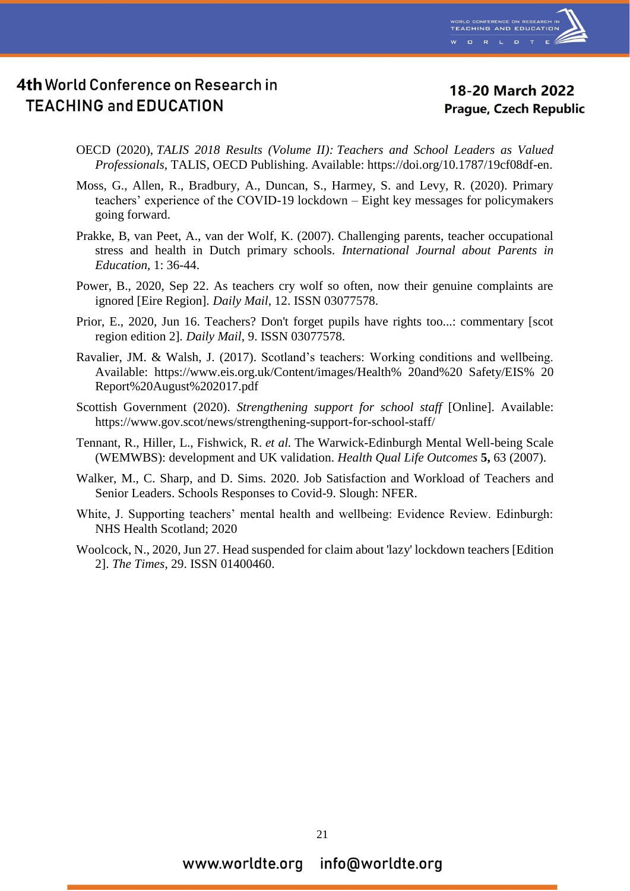OECD (2020), *TALIS 2018 Results (Volume II): Teachers and School Leaders as Valued Professionals*, TALIS, OECD Publishing. Available: https://doi.org/10.1787/19cf08df-en.

Moss, G., Allen, R., Bradbury, A., Duncan, S., Harmey, S. and Levy, R. (2020). Primary teachers' experience of the COVID-19 lockdown – Eight key messages for policymakers going forward.

Prakke, B, van Peet, A., van der Wolf, K. (2007). Challenging parents, teacher occupational stress and health in Dutch primary schools. *International Journal about Parents in Education*, 1: 36-44.

Power, B., 2020, Sep 22. As teachers cry wolf so often, now their genuine complaints are ignored [Eire Region]. *Daily Mail*, 12. ISSN 03077578.

Prior, E., 2020, Jun 16. Teachers? Don't forget pupils have rights too...: commentary [scot region edition 2]. *Daily Mail*, 9. ISSN 03077578.

Ravalier, JM. & Walsh, J. (2017). Scotland's teachers: Working conditions and wellbeing. Available: https://www.eis.org.uk/Content/images/Health% 20and%20 Safety/EIS% 20 Report%20August%202017.pdf

Scottish Government (2020). *Strengthening support for school staff* [Online]. Available: https://www.gov.scot/news/strengthening-support-for-school-staff/

Tennant, R., Hiller, L., Fishwick, R. *et al.* The Warwick-Edinburgh Mental Well-being Scale (WEMWBS): development and UK validation. *Health Qual Life Outcomes* **5,** 63 (2007).

Walker, M., C. Sharp, and D. Sims. 2020. Job Satisfaction and Workload of Teachers and Senior Leaders. Schools Responses to Covid-9. Slough: NFER.

White, J. Supporting teachers' mental health and wellbeing: Evidence Review. Edinburgh: NHS Health Scotland; 2020

Woolcock, N., 2020, Jun 27. Head suspended for claim about 'lazy' lockdown teachers [Edition 2]. *The Times*, 29. ISSN 01400460.